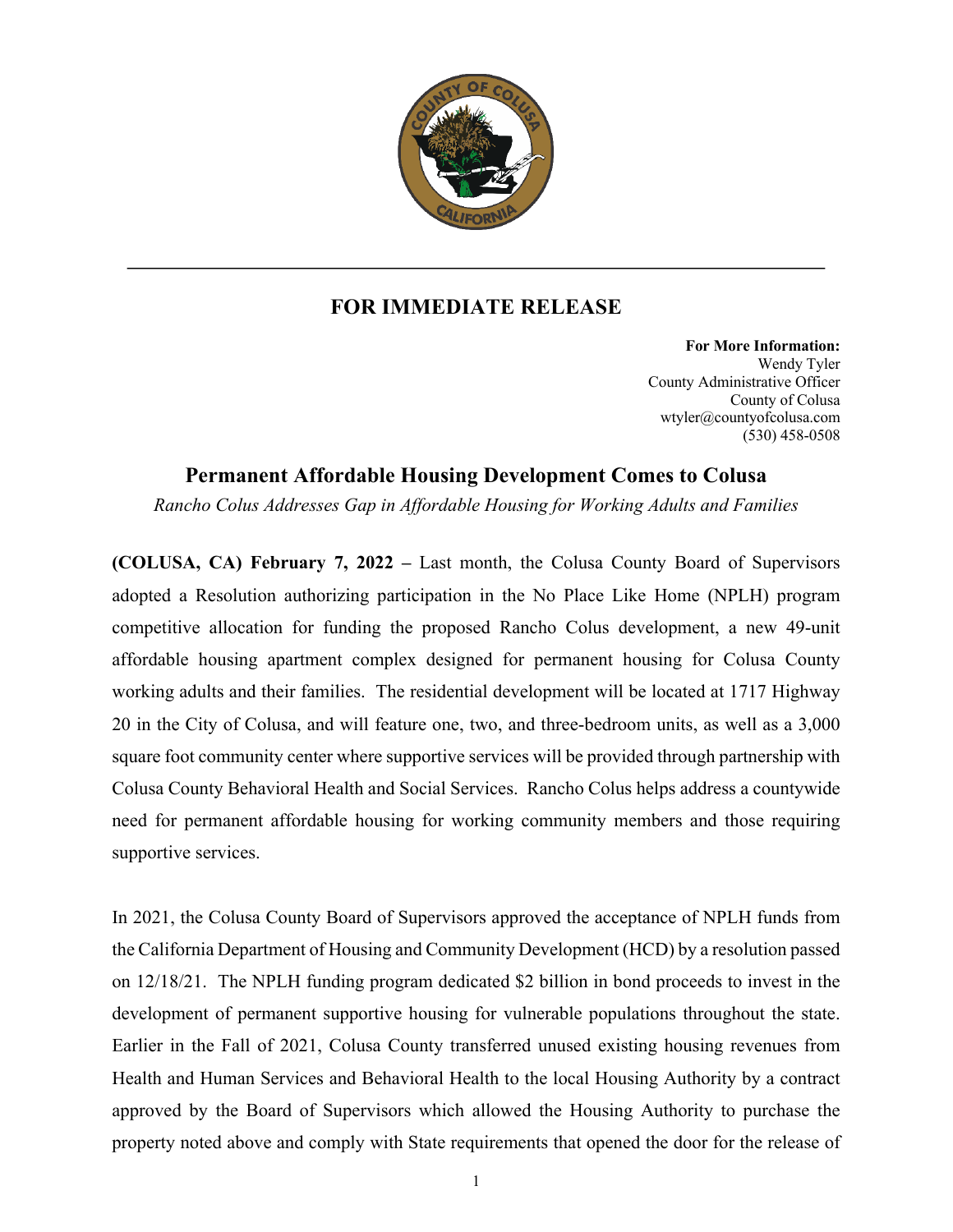## FOR IMMEDIATE RELEASE

**For More Information:**
Wendy Tyler
County Administrative Officer
County of Colusa
wtyler@countyofcolusa.com
(530) 458-0508

# Permanent Affordable Housing Development Comes to Colusa

*Rancho Colus Addresses Gap in Affordable Housing for Working Adults and Families*

**(COLUSA, CA) February 7, 2022 –** Last month, the Colusa County Board of Supervisors adopted a Resolution authorizing participation in the No Place Like Home (NPLH) program competitive allocation for funding the proposed Rancho Colus development, a new 49-unit affordable housing apartment complex designed for permanent housing for Colusa County working adults and their families. The residential development will be located at 1717 Highway 20 in the City of Colusa, and will feature one, two, and three-bedroom units, as well as a 3,000 square foot community center where supportive services will be provided through partnership with Colusa County Behavioral Health and Social Services. Rancho Colus helps address a countywide need for permanent affordable housing for working community members and those requiring supportive services.

In 2021, the Colusa County Board of Supervisors approved the acceptance of NPLH funds from the California Department of Housing and Community Development (HCD) by a resolution passed on 12/18/21. The NPLH funding program dedicated $2 billion in bond proceeds to invest in the development of permanent supportive housing for vulnerable populations throughout the state. Earlier in the Fall of 2021, Colusa County transferred unused existing housing revenues from Health and Human Services and Behavioral Health to the local Housing Authority by a contract approved by the Board of Supervisors which allowed the Housing Authority to purchase the property noted above and comply with State requirements that opened the door for the release of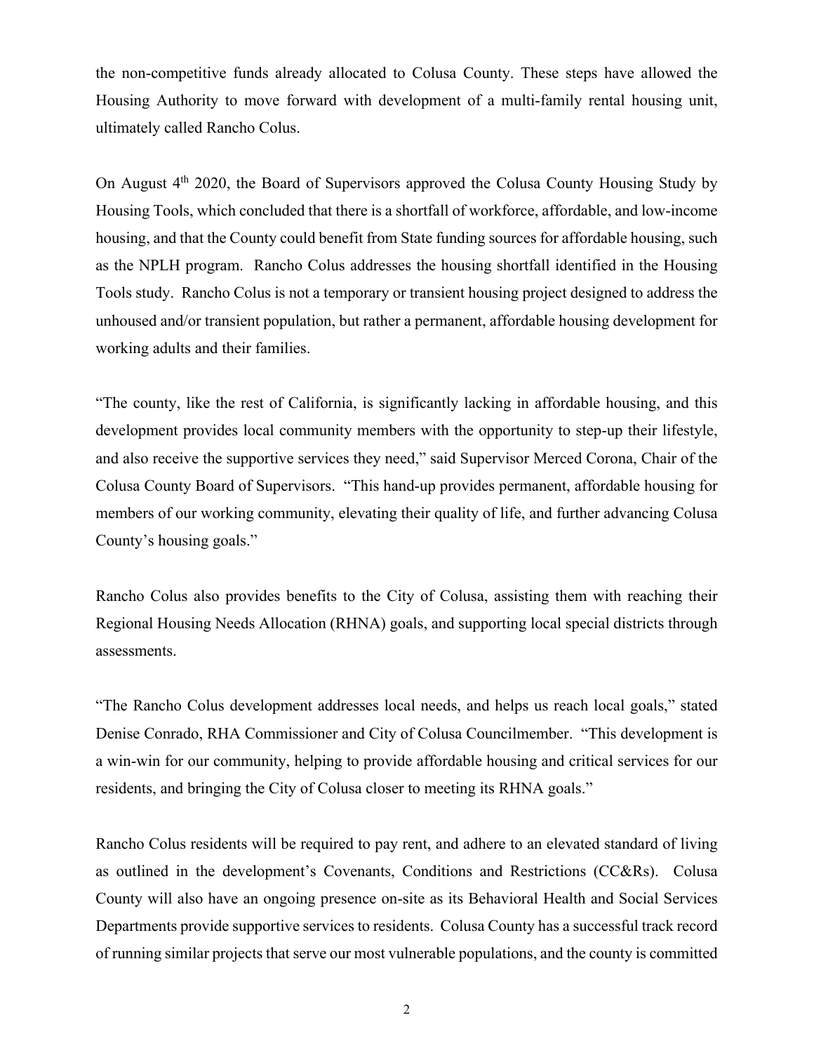the non-competitive funds already allocated to Colusa County. These steps have allowed the Housing Authority to move forward with development of a multi-family rental housing unit, ultimately called Rancho Colus.

On August 4th 2020, the Board of Supervisors approved the Colusa County Housing Study by Housing Tools, which concluded that there is a shortfall of workforce, affordable, and low-income housing, and that the County could benefit from State funding sources for affordable housing, such as the NPLH program. Rancho Colus addresses the housing shortfall identified in the Housing Tools study. Rancho Colus is not a temporary or transient housing project designed to address the unhoused and/or transient population, but rather a permanent, affordable housing development for working adults and their families.

"The county, like the rest of California, is significantly lacking in affordable housing, and this development provides local community members with the opportunity to step-up their lifestyle, and also receive the supportive services they need," said Supervisor Merced Corona, Chair of the Colusa County Board of Supervisors. "This hand-up provides permanent, affordable housing for members of our working community, elevating their quality of life, and further advancing Colusa County's housing goals."

Rancho Colus also provides benefits to the City of Colusa, assisting them with reaching their Regional Housing Needs Allocation (RHNA) goals, and supporting local special districts through assessments.

"The Rancho Colus development addresses local needs, and helps us reach local goals," stated Denise Conrado, RHA Commissioner and City of Colusa Councilmember. "This development is a win-win for our community, helping to provide affordable housing and critical services for our residents, and bringing the City of Colusa closer to meeting its RHNA goals."

Rancho Colus residents will be required to pay rent, and adhere to an elevated standard of living as outlined in the development's Covenants, Conditions and Restrictions (CC&Rs). Colusa County will also have an ongoing presence on-site as its Behavioral Health and Social Services Departments provide supportive services to residents. Colusa County has a successful track record of running similar projects that serve our most vulnerable populations, and the county is committed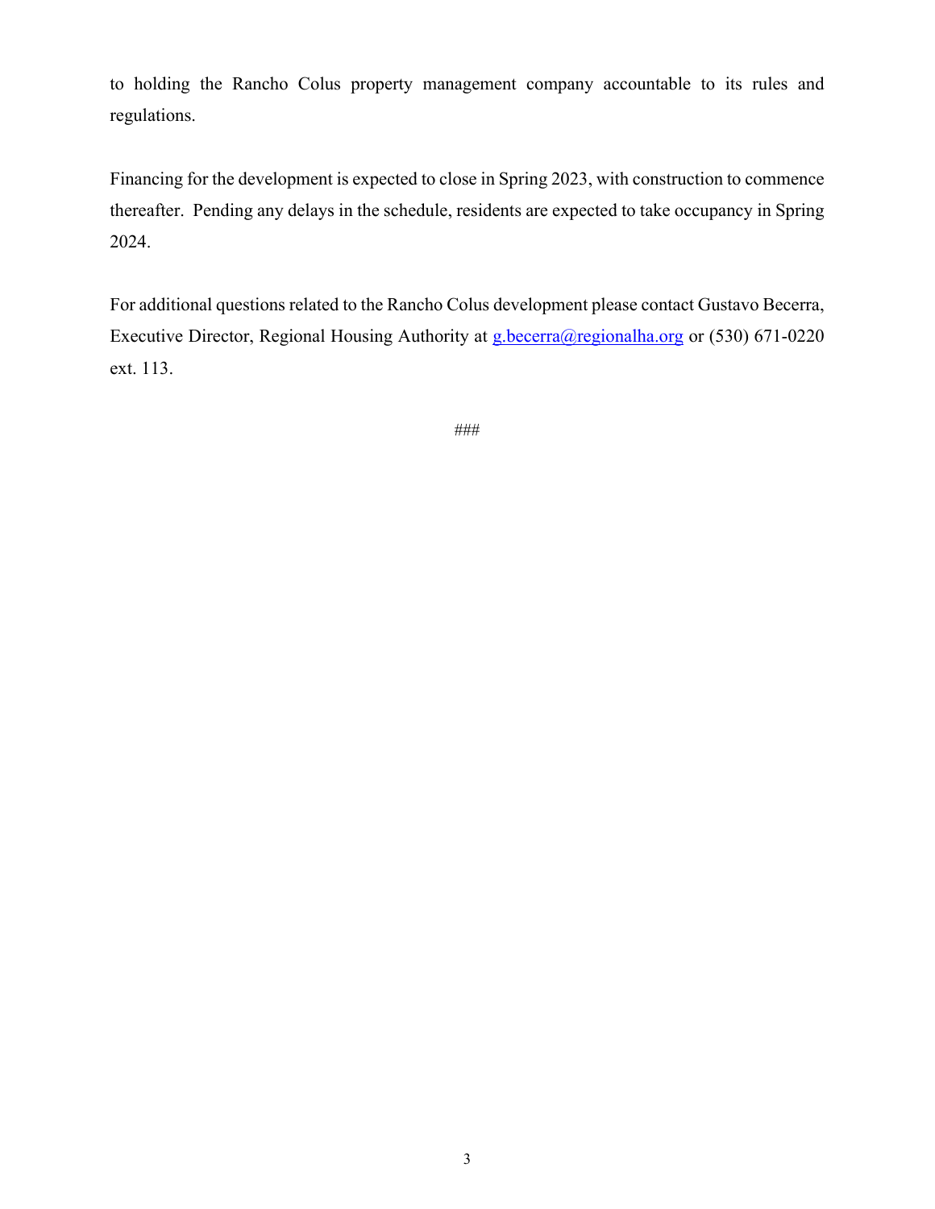to holding the Rancho Colus property management company accountable to its rules and regulations.

Financing for the development is expected to close in Spring 2023, with construction to commence thereafter. Pending any delays in the schedule, residents are expected to take occupancy in Spring 2024.

For additional questions related to the Rancho Colus development please contact Gustavo Becerra, Executive Director, Regional Housing Authority at g.becerra@regionalha.org or (530) 671-0220 ext. 113.

###